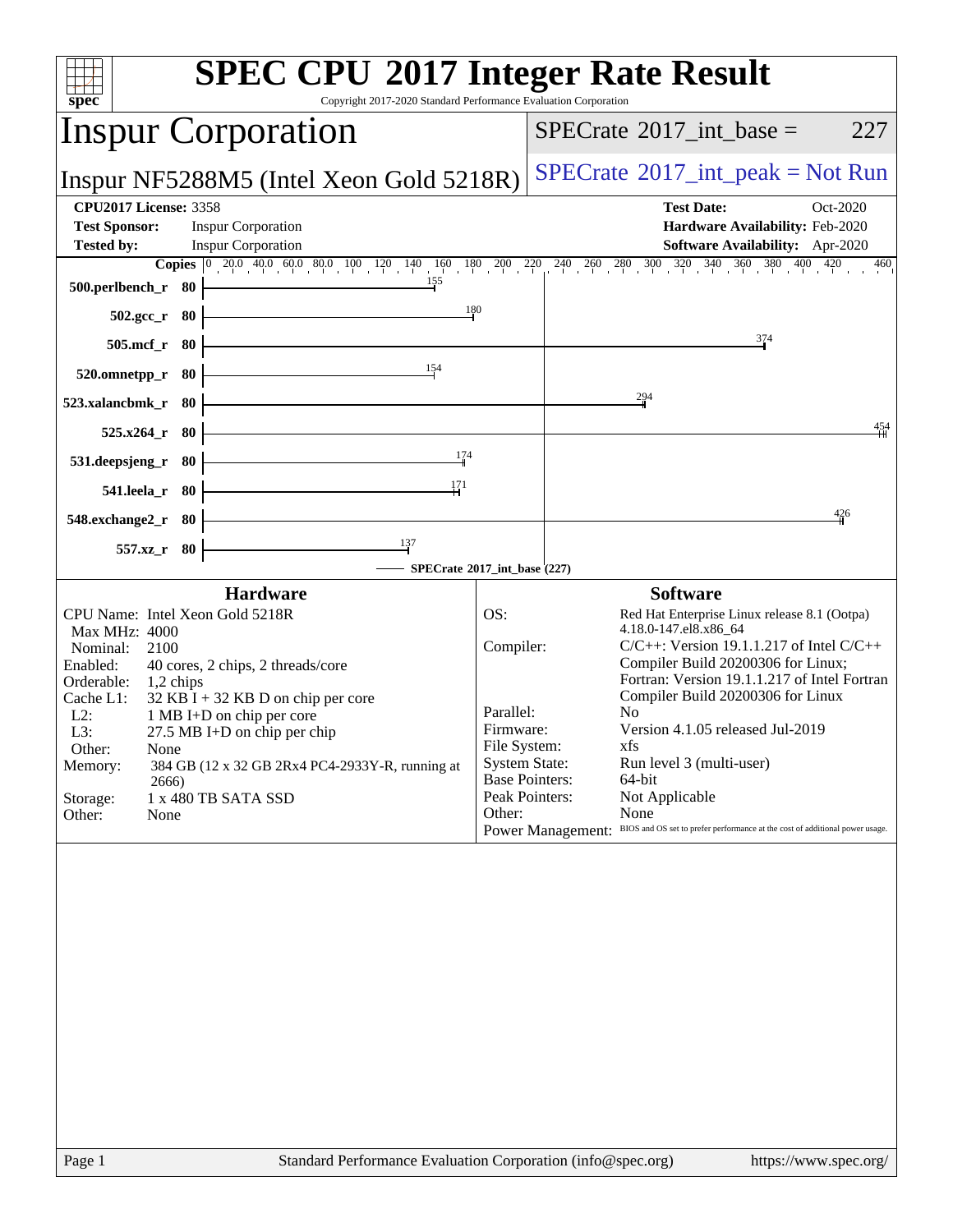# SPEC CPU 2017 Integer Rate Result

Copyright 2017-2020 Standard Performance Evaluation Corporation

## Inspur Corporation

**Inspur NF5288M5 (Intel Xeon Gold 5218R)**

SPECrate 2017_int_base = 227

SPECrate 2017_int_peak = Not Run

| | | | |
|---|---|---|---|
| **CPU2017 License:** 3358 | | **Test Date:** | Oct-2020 |
| **Test Sponsor:** | Inspur Corporation | **Hardware Availability:** | Feb-2020 |
| **Tested by:** | Inspur Corporation | **Software Availability:** | Apr-2020 |

| Benchmark | Copies | SPECrate 2017_int_base |
|---|---|---|
| 500.perlbench_r | 80 | 155 |
| 502.gcc_r | 80 | 180 |
| 505.mcf_r | 80 | 374 |
| 520.omnetpp_r | 80 | 154 |
| 523.xalancbmk_r | 80 | 294 |
| 525.x264_r | 80 | 454 |
| 531.deepsjeng_r | 80 | 174 |
| 541.leela_r | 80 | 171 |
| 548.exchange2_r | 80 | 426 |
| 557.xz_r | 80 | 137 |

SPECrate 2017_int_base (227)

### Hardware

| | |
|---|---|
| CPU Name: | Intel Xeon Gold 5218R |
| Max MHz: | 4000 |
| Nominal: | 2100 |
| Enabled: | 40 cores, 2 chips, 2 threads/core |
| Orderable: | 1,2 chips |
| Cache L1: | 32 KB I + 32 KB D on chip per core |
| L2: | 1 MB I+D on chip per core |
| L3: | 27.5 MB I+D on chip per chip |
| Other: | None |
| Memory: | 384 GB (12 x 32 GB 2Rx4 PC4-2933Y-R, running at 2666) |
| Storage: | 1 x 480 TB SATA SSD |
| Other: | None |

### Software

| | |
|---|---|
| OS: | Red Hat Enterprise Linux release 8.1 (Ootpa) 4.18.0-147.el8.x86_64 |
| Compiler: | C/C++: Version 19.1.1.217 of Intel C/C++ Compiler Build 20200306 for Linux; Fortran: Version 19.1.1.217 of Intel Fortran Compiler Build 20200306 for Linux |
| Parallel: | No |
| Firmware: | Version 4.1.05 released Jul-2019 |
| File System: | xfs |
| System State: | Run level 3 (multi-user) |
| Base Pointers: | 64-bit |
| Peak Pointers: | Not Applicable |
| Other: | None |
| Power Management: | BIOS and OS set to prefer performance at the cost of additional power usage. |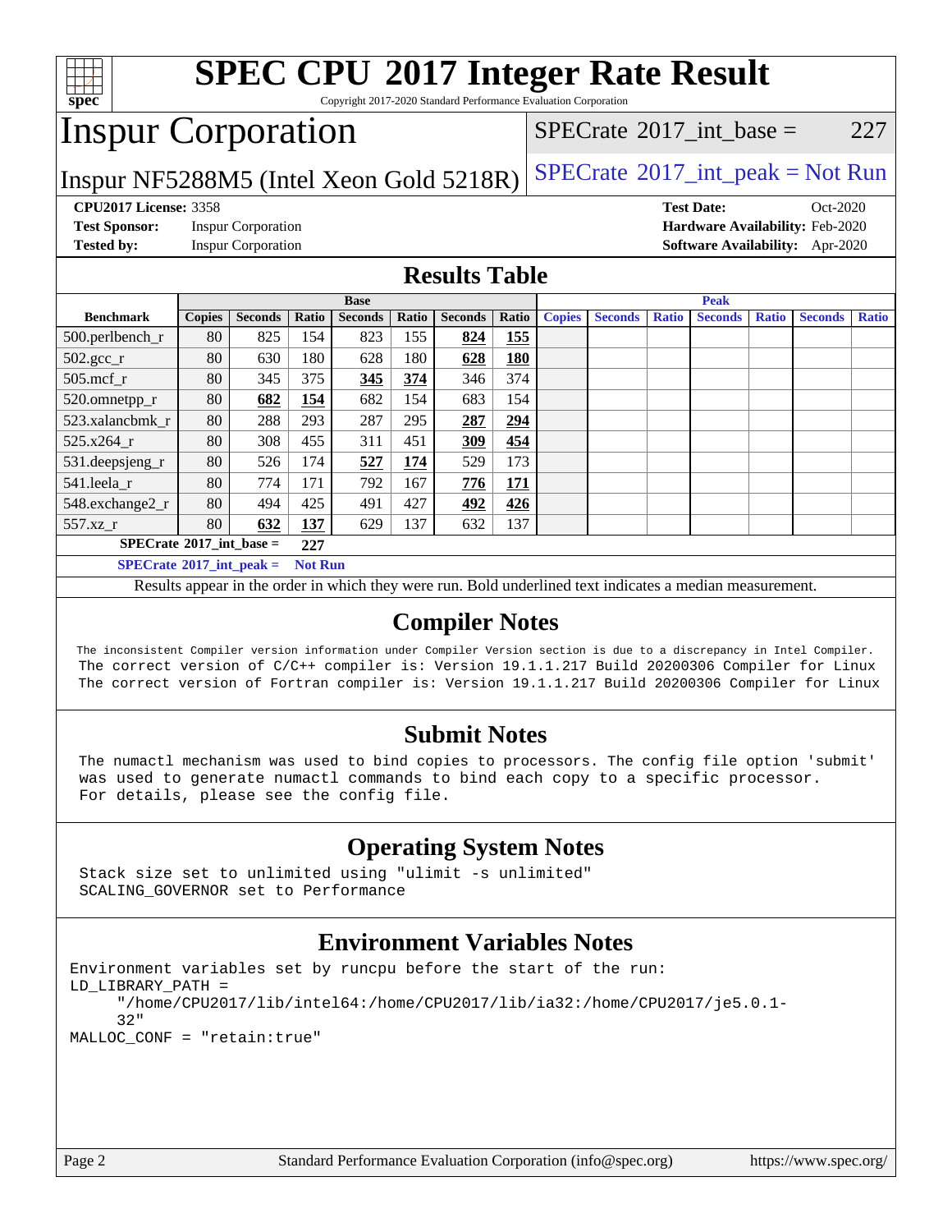# SPEC CPU 2017 Integer Rate Result

Copyright 2017-2020 Standard Performance Evaluation Corporation

# Inspur Corporation

Inspur NF5288M5 (Intel Xeon Gold 5218R)

SPECrate 2017_int_base = 227

SPECrate 2017_int_peak = Not Run

**CPU2017 License:** 3358
**Test Sponsor:** Inspur Corporation
**Tested by:** Inspur Corporation

**Test Date:** Oct-2020
**Hardware Availability:** Feb-2020
**Software Availability:** Apr-2020

## Results Table

| | Base | | | | | | | Peak | | | | | | |
|---|---|---|---|---|---|---|---|---|---|---|---|---|---|---|
| **Benchmark** | **Copies** | **Seconds** | **Ratio** | **Seconds** | **Ratio** | **Seconds** | **Ratio** | **Copies** | **Seconds** | **Ratio** | **Seconds** | **Ratio** | **Seconds** | **Ratio** |
| 500.perlbench_r | 80 | 825 | 154 | 823 | 155 | **824** | **155** | | | | | | | |
| 502.gcc_r | 80 | 630 | 180 | 628 | 180 | **628** | **180** | | | | | | | |
| 505.mcf_r | 80 | 345 | 375 | **345** | **374** | 346 | 374 | | | | | | | |
| 520.omnetpp_r | 80 | **682** | **154** | 682 | 154 | 683 | 154 | | | | | | | |
| 523.xalancbmk_r | 80 | 288 | 293 | 287 | 295 | **287** | **294** | | | | | | | |
| 525.x264_r | 80 | 308 | 455 | 311 | 451 | **309** | **454** | | | | | | | |
| 531.deepsjeng_r | 80 | 526 | 174 | **527** | **174** | 529 | 173 | | | | | | | |
| 541.leela_r | 80 | 774 | 171 | 792 | 167 | **776** | **171** | | | | | | | |
| 548.exchange2_r | 80 | 494 | 425 | 491 | 427 | **492** | **426** | | | | | | | |
| 557.xz_r | 80 | **632** | **137** | 629 | 137 | 632 | 137 | | | | | | | |

**SPECrate 2017_int_base = 227**

**SPECrate 2017_int_peak = Not Run**

Results appear in the order in which they were run. Bold underlined text indicates a median measurement.

## Compiler Notes

```
The inconsistent Compiler version information under Compiler Version section is due to a discrepancy in Intel Compiler.
The correct version of C/C++ compiler is: Version 19.1.1.217 Build 20200306 Compiler for Linux
The correct version of Fortran compiler is: Version 19.1.1.217 Build 20200306 Compiler for Linux
```

## Submit Notes

```
The numactl mechanism was used to bind copies to processors. The config file option 'submit'
was used to generate numactl commands to bind each copy to a specific processor.
For details, please see the config file.
```

## Operating System Notes

```
Stack size set to unlimited using "ulimit -s unlimited"
SCALING_GOVERNOR set to Performance
```

## Environment Variables Notes

```
Environment variables set by runcpu before the start of the run:
LD_LIBRARY_PATH =
     "/home/CPU2017/lib/intel64:/home/CPU2017/lib/ia32:/home/CPU2017/je5.0.1-
     32"
MALLOC_CONF = "retain:true"
```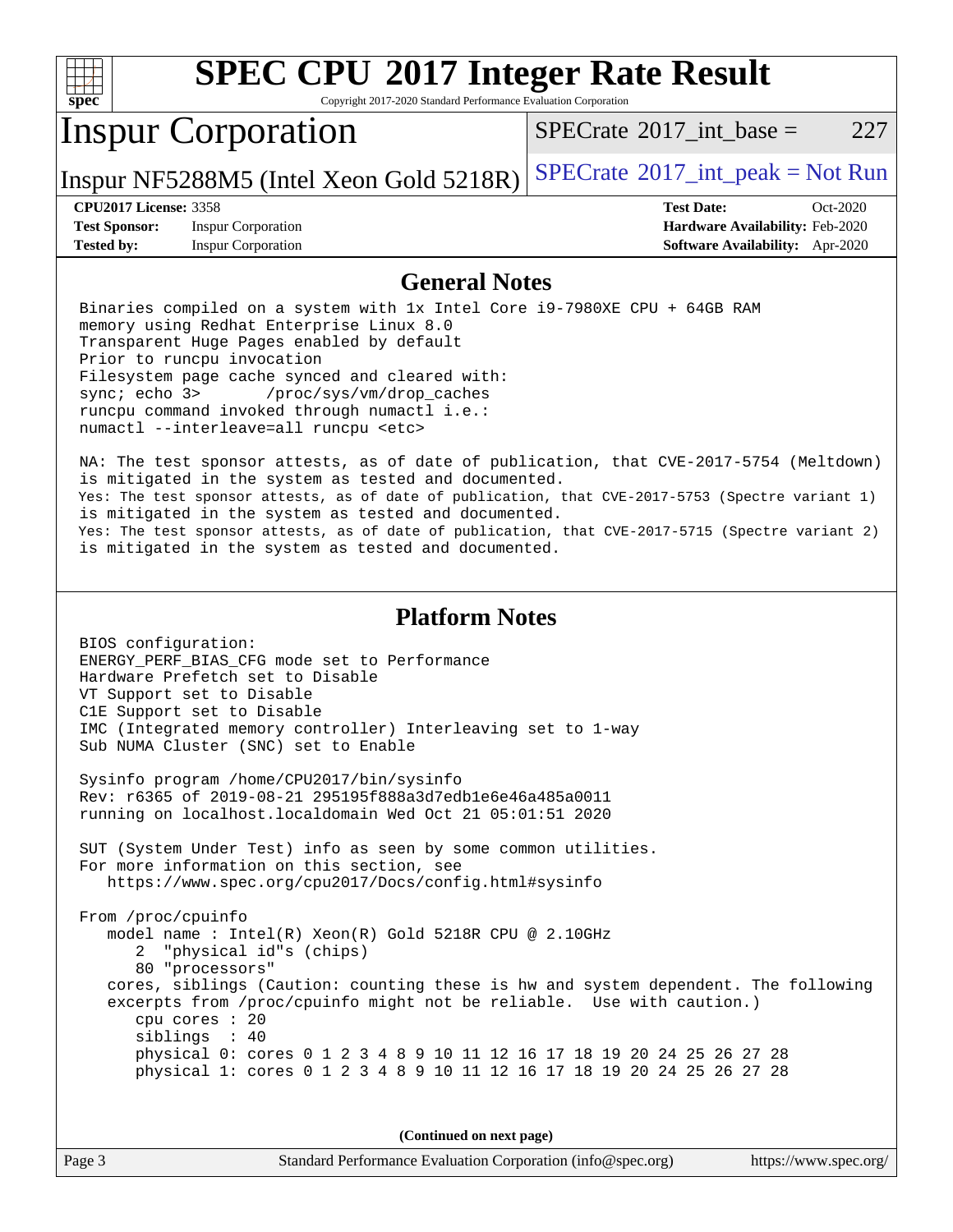# SPEC CPU 2017 Integer Rate Result

Copyright 2017-2020 Standard Performance Evaluation Corporation

## Inspur Corporation

Inspur NF5288M5 (Intel Xeon Gold 5218R)

SPECrate 2017_int_base = 227

SPECrate 2017_int_peak = Not Run

**CPU2017 License:** 3358
**Test Sponsor:** Inspur Corporation
**Tested by:** Inspur Corporation

**Test Date:** Oct-2020
**Hardware Availability:** Feb-2020
**Software Availability:** Apr-2020

## General Notes

```
Binaries compiled on a system with 1x Intel Core i9-7980XE CPU + 64GB RAM
memory using Redhat Enterprise Linux 8.0
Transparent Huge Pages enabled by default
Prior to runcpu invocation
Filesystem page cache synced and cleared with:
sync; echo 3>       /proc/sys/vm/drop_caches
runcpu command invoked through numactl i.e.:
numactl --interleave=all runcpu <etc>

NA: The test sponsor attests, as of date of publication, that CVE-2017-5754 (Meltdown)
is mitigated in the system as tested and documented.
Yes: The test sponsor attests, as of date of publication, that CVE-2017-5753 (Spectre variant 1)
is mitigated in the system as tested and documented.
Yes: The test sponsor attests, as of date of publication, that CVE-2017-5715 (Spectre variant 2)
is mitigated in the system as tested and documented.
```

## Platform Notes

```
BIOS configuration:
ENERGY_PERF_BIAS_CFG mode set to Performance
Hardware Prefetch set to Disable
VT Support set to Disable
C1E Support set to Disable
IMC (Integrated memory controller) Interleaving set to 1-way
Sub NUMA Cluster (SNC) set to Enable

Sysinfo program /home/CPU2017/bin/sysinfo
Rev: r6365 of 2019-08-21 295195f888a3d7edb1e6e46a485a0011
running on localhost.localdomain Wed Oct 21 05:01:51 2020

SUT (System Under Test) info as seen by some common utilities.
For more information on this section, see
   https://www.spec.org/cpu2017/Docs/config.html#sysinfo

From /proc/cpuinfo
   model name : Intel(R) Xeon(R) Gold 5218R CPU @ 2.10GHz
      2  "physical id"s (chips)
      80 "processors"
   cores, siblings (Caution: counting these is hw and system dependent. The following
   excerpts from /proc/cpuinfo might not be reliable.  Use with caution.)
      cpu cores : 20
      siblings  : 40
      physical 0: cores 0 1 2 3 4 8 9 10 11 12 16 17 18 19 20 24 25 26 27 28
      physical 1: cores 0 1 2 3 4 8 9 10 11 12 16 17 18 19 20 24 25 26 27 28
```

(Continued on next page)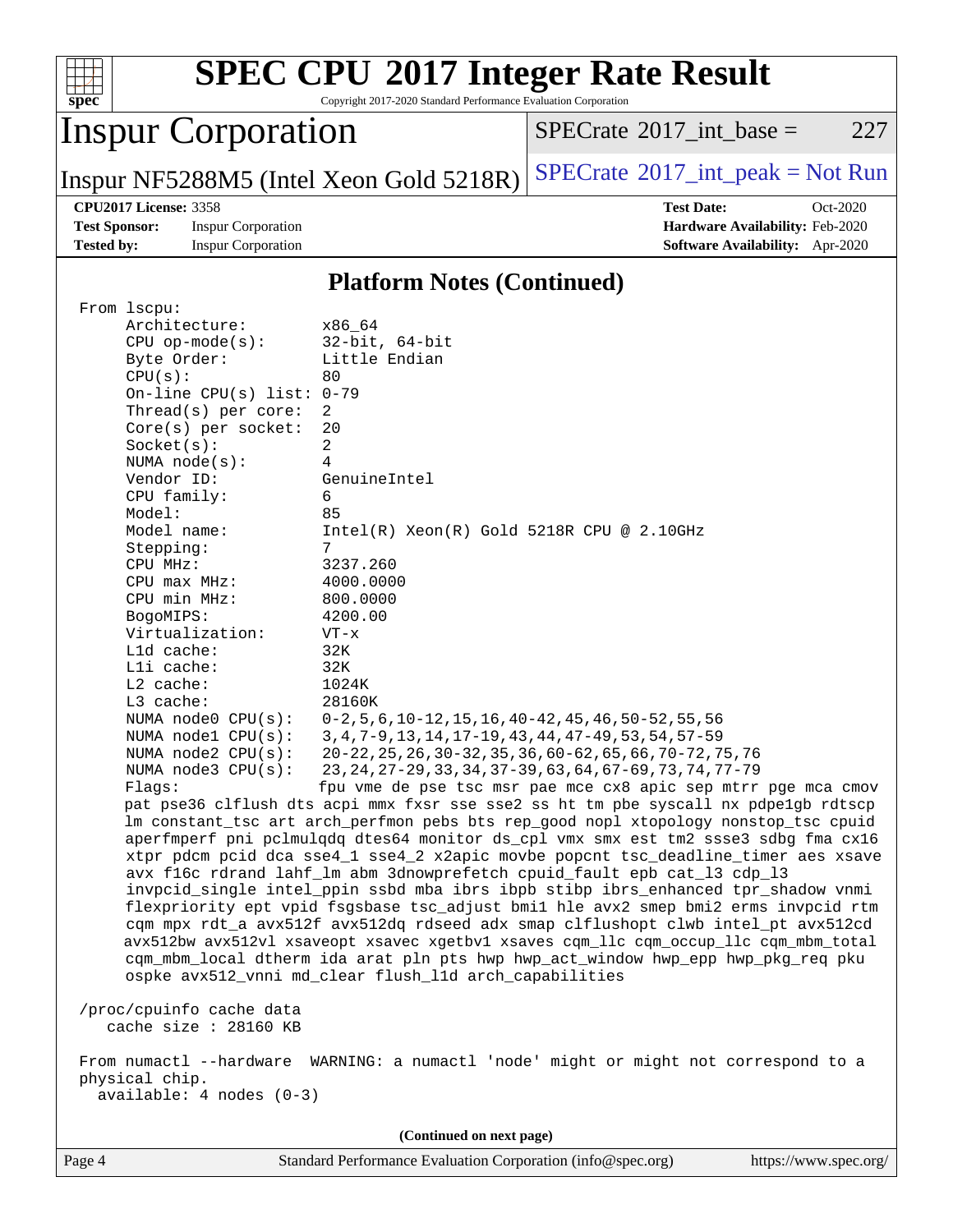# SPEC CPU 2017 Integer Rate Result

Copyright 2017-2020 Standard Performance Evaluation Corporation

## Inspur Corporation

Inspur NF5288M5 (Intel Xeon Gold 5218R)

SPECrate 2017_int_base = 227

SPECrate 2017_int_peak = Not Run

**CPU2017 License:** 3358
**Test Sponsor:** Inspur Corporation
**Tested by:** Inspur Corporation

**Test Date:** Oct-2020
**Hardware Availability:** Feb-2020
**Software Availability:** Apr-2020

### Platform Notes (Continued)

```
From lscpu:
     Architecture:        x86_64
     CPU op-mode(s):      32-bit, 64-bit
     Byte Order:          Little Endian
     CPU(s):              80
     On-line CPU(s) list: 0-79
     Thread(s) per core:  2
     Core(s) per socket:  20
     Socket(s):           2
     NUMA node(s):        4
     Vendor ID:           GenuineIntel
     CPU family:          6
     Model:               85
     Model name:          Intel(R) Xeon(R) Gold 5218R CPU @ 2.10GHz
     Stepping:            7
     CPU MHz:             3237.260
     CPU max MHz:         4000.0000
     CPU min MHz:         800.0000
     BogoMIPS:            4200.00
     Virtualization:      VT-x
     L1d cache:           32K
     L1i cache:           32K
     L2 cache:            1024K
     L3 cache:            28160K
     NUMA node0 CPU(s):   0-2,5,6,10-12,15,16,40-42,45,46,50-52,55,56
     NUMA node1 CPU(s):   3,4,7-9,13,14,17-19,43,44,47-49,53,54,57-59
     NUMA node2 CPU(s):   20-22,25,26,30-32,35,36,60-62,65,66,70-72,75,76
     NUMA node3 CPU(s):   23,24,27-29,33,34,37-39,63,64,67-69,73,74,77-79
     Flags:               fpu vme de pse tsc msr pae mce cx8 apic sep mtrr pge mca cmov
     pat pse36 clflush dts acpi mmx fxsr sse sse2 ss ht tm pbe syscall nx pdpe1gb rdtscp
     lm constant_tsc art arch_perfmon pebs bts rep_good nopl xtopology nonstop_tsc cpuid
     aperfmperf pni pclmulqdq dtes64 monitor ds_cpl vmx smx est tm2 ssse3 sdbg fma cx16
     xtpr pdcm pcid dca sse4_1 sse4_2 x2apic movbe popcnt tsc_deadline_timer aes xsave
     avx f16c rdrand lahf_lm abm 3dnowprefetch cpuid_fault epb cat_l3 cdp_l3
     invpcid_single intel_ppin ssbd mba ibrs ibpb stibp ibrs_enhanced tpr_shadow vnmi
     flexpriority ept vpid fsgsbase tsc_adjust bmi1 hle avx2 smep bmi2 erms invpcid rtm
     cqm mpx rdt_a avx512f avx512dq rdseed adx smap clflushopt clwb intel_pt avx512cd
     avx512bw avx512vl xsaveopt xsavec xgetbv1 xsaves cqm_llc cqm_occup_llc cqm_mbm_total
     cqm_mbm_local dtherm ida arat pln pts hwp hwp_act_window hwp_epp hwp_pkg_req pku
     ospke avx512_vnni md_clear flush_l1d arch_capabilities

 /proc/cpuinfo cache data
    cache size : 28160 KB

 From numactl --hardware  WARNING: a numactl 'node' might or might not correspond to a
 physical chip.
   available: 4 nodes (0-3)
```

(Continued on next page)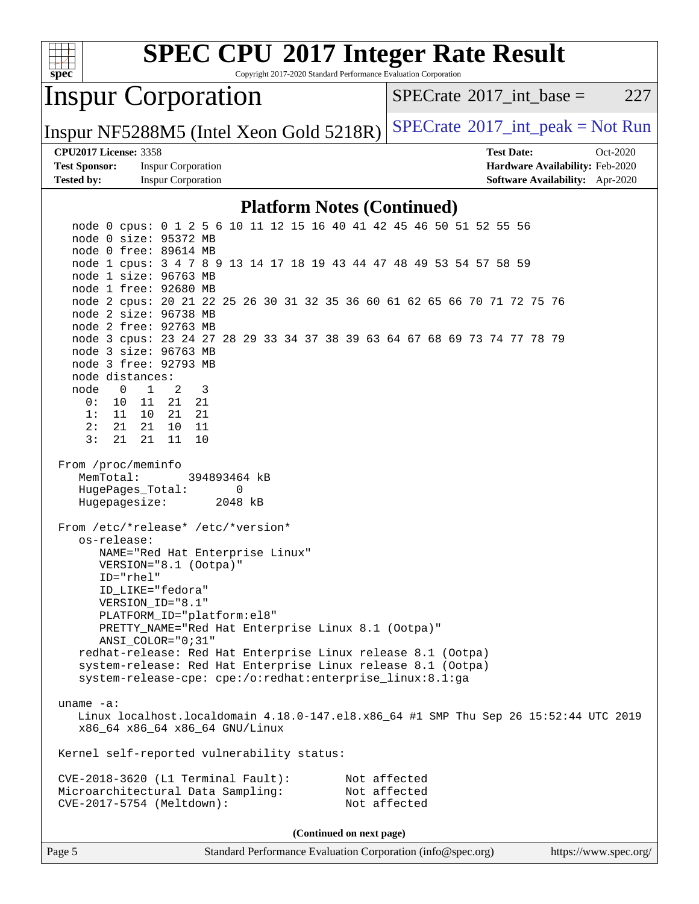## Platform Notes (Continued)

```
   node 0 cpus: 0 1 2 5 6 10 11 12 15 16 40 41 42 45 46 50 51 52 55 56
   node 0 size: 95372 MB
   node 0 free: 89614 MB
   node 1 cpus: 3 4 7 8 9 13 14 17 18 19 43 44 47 48 49 53 54 57 58 59
   node 1 size: 96763 MB
   node 1 free: 92680 MB
   node 2 cpus: 20 21 22 25 26 30 31 32 35 36 60 61 62 65 66 70 71 72 75 76
   node 2 size: 96738 MB
   node 2 free: 92763 MB
   node 3 cpus: 23 24 27 28 29 33 34 37 38 39 63 64 67 68 69 73 74 77 78 79
   node 3 size: 96763 MB
   node 3 free: 92793 MB
   node distances:
   node   0   1   2   3
     0:  10  11  21  21
     1:  11  10  21  21
     2:  21  21  10  11
     3:  21  21  11  10

 From /proc/meminfo
    MemTotal:       394893464 kB
    HugePages_Total:       0
    Hugepagesize:       2048 kB

 From /etc/*release* /etc/*version*
    os-release:
       NAME="Red Hat Enterprise Linux"
       VERSION="8.1 (Ootpa)"
       ID="rhel"
       ID_LIKE="fedora"
       VERSION_ID="8.1"
       PLATFORM_ID="platform:el8"
       PRETTY_NAME="Red Hat Enterprise Linux 8.1 (Ootpa)"
       ANSI_COLOR="0;31"
    redhat-release: Red Hat Enterprise Linux release 8.1 (Ootpa)
    system-release: Red Hat Enterprise Linux release 8.1 (Ootpa)
    system-release-cpe: cpe:/o:redhat:enterprise_linux:8.1:ga

 uname -a:
    Linux localhost.localdomain 4.18.0-147.el8.x86_64 #1 SMP Thu Sep 26 15:52:44 UTC 2019
    x86_64 x86_64 x86_64 GNU/Linux

 Kernel self-reported vulnerability status:

 CVE-2018-3620 (L1 Terminal Fault):        Not affected
 Microarchitectural Data Sampling:         Not affected
 CVE-2017-5754 (Meltdown):                 Not affected
```

**(Continued on next page)**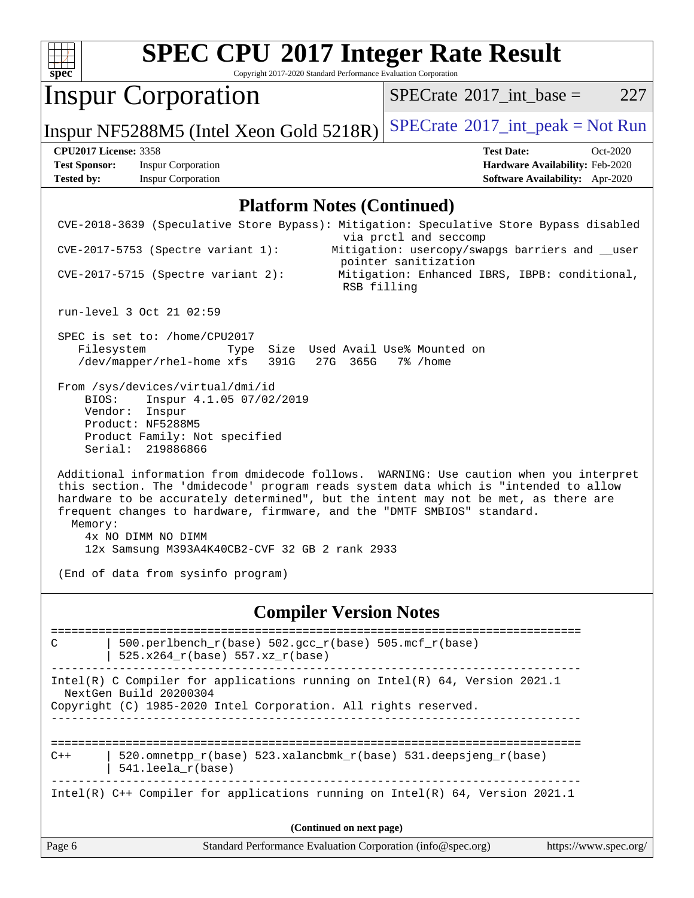## Platform Notes (Continued)

```
CVE-2018-3639 (Speculative Store Bypass): Mitigation: Speculative Store Bypass disabled
                                           via prctl and seccomp
CVE-2017-5753 (Spectre variant 1):        Mitigation: usercopy/swapgs barriers and __user
                                           pointer sanitization
CVE-2017-5715 (Spectre variant 2):        Mitigation: Enhanced IBRS, IBPB: conditional,
                                           RSB filling

run-level 3 Oct 21 02:59

SPEC is set to: /home/CPU2017
   Filesystem              Type  Size  Used Avail Use% Mounted on
   /dev/mapper/rhel-home xfs   391G   27G  365G   7% /home

From /sys/devices/virtual/dmi/id
    BIOS:    Inspur 4.1.05 07/02/2019
    Vendor:  Inspur
    Product: NF5288M5
    Product Family: Not specified
    Serial:  219886866

Additional information from dmidecode follows.  WARNING: Use caution when you interpret
this section. The 'dmidecode' program reads system data which is "intended to allow
hardware to be accurately determined", but the intent may not be met, as there are
frequent changes to hardware, firmware, and the "DMTF SMBIOS" standard.
  Memory:
    4x NO DIMM NO DIMM
    12x Samsung M393A4K40CB2-CVF 32 GB 2 rank 2933

(End of data from sysinfo program)
```

## Compiler Version Notes

```
==============================================================================
C       | 500.perlbench_r(base) 502.gcc_r(base) 505.mcf_r(base)
        | 525.x264_r(base) 557.xz_r(base)
------------------------------------------------------------------------------
Intel(R) C Compiler for applications running on Intel(R) 64, Version 2021.1
  NextGen Build 20200304
Copyright (C) 1985-2020 Intel Corporation. All rights reserved.
------------------------------------------------------------------------------

==============================================================================
C++     | 520.omnetpp_r(base) 523.xalancbmk_r(base) 531.deepsjeng_r(base)
        | 541.leela_r(base)
------------------------------------------------------------------------------
Intel(R) C++ Compiler for applications running on Intel(R) 64, Version 2021.1
```

**(Continued on next page)**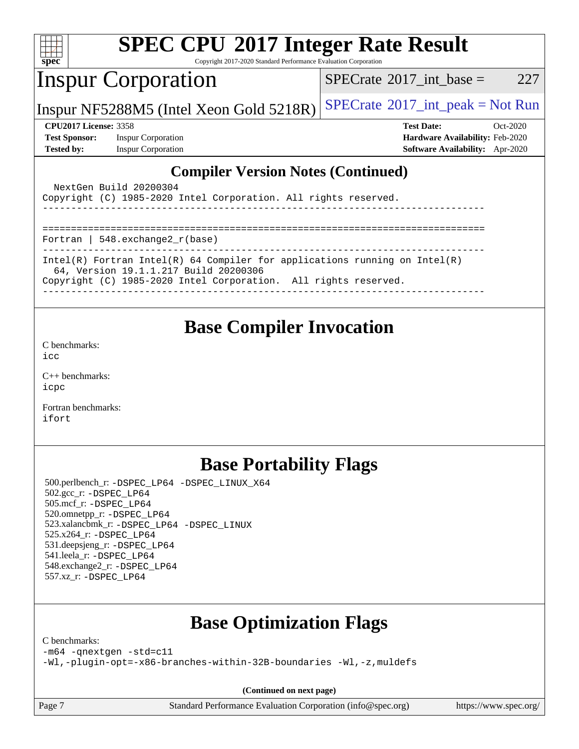## Compiler Version Notes (Continued)

```
  NextGen Build 20200304
Copyright (C) 1985-2020 Intel Corporation. All rights reserved.
------------------------------------------------------------------------------

==============================================================================
Fortran | 548.exchange2_r(base)
------------------------------------------------------------------------------
Intel(R) Fortran Intel(R) 64 Compiler for applications running on Intel(R)
  64, Version 19.1.1.217 Build 20200306
Copyright (C) 1985-2020 Intel Corporation.  All rights reserved.
------------------------------------------------------------------------------
```

## Base Compiler Invocation

C benchmarks:
`icc`

C++ benchmarks:
`icpc`

Fortran benchmarks:
`ifort`

## Base Portability Flags

500.perlbench_r: `-DSPEC_LP64 -DSPEC_LINUX_X64`
502.gcc_r: `-DSPEC_LP64`
505.mcf_r: `-DSPEC_LP64`
520.omnetpp_r: `-DSPEC_LP64`
523.xalancbmk_r: `-DSPEC_LP64 -DSPEC_LINUX`
525.x264_r: `-DSPEC_LP64`
531.deepsjeng_r: `-DSPEC_LP64`
541.leela_r: `-DSPEC_LP64`
548.exchange2_r: `-DSPEC_LP64`
557.xz_r: `-DSPEC_LP64`

## Base Optimization Flags

C benchmarks:
`-m64 -qnextgen -std=c11`
`-Wl,-plugin-opt=-x86-branches-within-32B-boundaries -Wl,-z,muldefs`

**(Continued on next page)**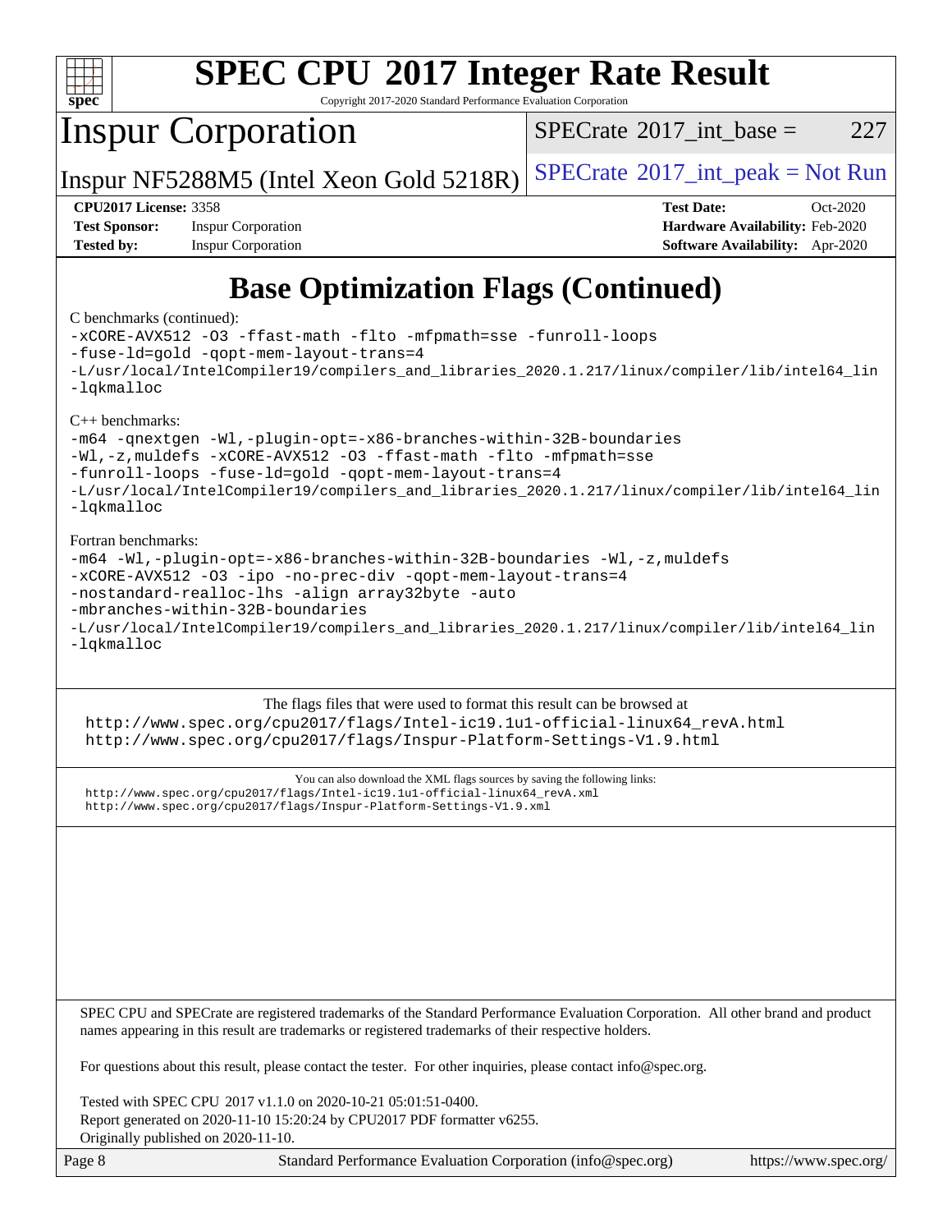# Base Optimization Flags (Continued)

C benchmarks (continued):

```
-xCORE-AVX512 -O3 -ffast-math -flto -mfpmath=sse -funroll-loops
-fuse-ld=gold -qopt-mem-layout-trans=4
-L/usr/local/IntelCompiler19/compilers_and_libraries_2020.1.217/linux/compiler/lib/intel64_lin
-lqkmalloc
```

C++ benchmarks:

```
-m64 -qnextgen -Wl,-plugin-opt=-x86-branches-within-32B-boundaries
-Wl,-z,muldefs -xCORE-AVX512 -O3 -ffast-math -flto -mfpmath=sse
-funroll-loops -fuse-ld=gold -qopt-mem-layout-trans=4
-L/usr/local/IntelCompiler19/compilers_and_libraries_2020.1.217/linux/compiler/lib/intel64_lin
-lqkmalloc
```

Fortran benchmarks:

```
-m64 -Wl,-plugin-opt=-x86-branches-within-32B-boundaries -Wl,-z,muldefs
-xCORE-AVX512 -O3 -ipo -no-prec-div -qopt-mem-layout-trans=4
-nostandard-realloc-lhs -align array32byte -auto
-mbranches-within-32B-boundaries
-L/usr/local/IntelCompiler19/compilers_and_libraries_2020.1.217/linux/compiler/lib/intel64_lin
-lqkmalloc
```

The flags files that were used to format this result can be browsed at
http://www.spec.org/cpu2017/flags/Intel-ic19.1u1-official-linux64_revA.html
http://www.spec.org/cpu2017/flags/Inspur-Platform-Settings-V1.9.html

You can also download the XML flags sources by saving the following links:
http://www.spec.org/cpu2017/flags/Intel-ic19.1u1-official-linux64_revA.xml
http://www.spec.org/cpu2017/flags/Inspur-Platform-Settings-V1.9.xml

SPEC CPU and SPECrate are registered trademarks of the Standard Performance Evaluation Corporation. All other brand and product names appearing in this result are trademarks or registered trademarks of their respective holders.

For questions about this result, please contact the tester. For other inquiries, please contact info@spec.org.

Tested with SPEC CPU 2017 v1.1.0 on 2020-10-21 05:01:51-0400.
Report generated on 2020-11-10 15:20:24 by CPU2017 PDF formatter v6255.
Originally published on 2020-11-10.